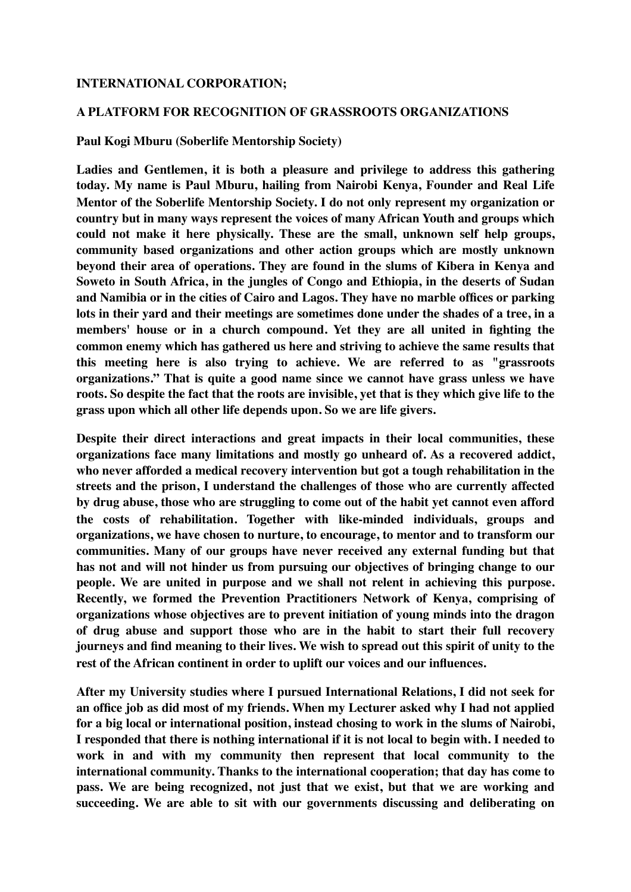**INTERNATIONAL CORPORATION;**

**A PLATFORM FOR RECOGNITION OF GRASSROOTS ORGANIZATIONS**

**Paul Kogi Mburu (Soberlife Mentorship Society)**

**Ladies and Gentlemen, it is both a pleasure and privilege to address this gathering today. My name is Paul Mburu, hailing from Nairobi Kenya, Founder and Real Life Mentor of the Soberlife Mentorship Society. I do not only represent my organization or country but in many ways represent the voices of many African Youth and groups which could not make it here physically. These are the small, unknown self help groups, community based organizations and other action groups which are mostly unknown beyond their area of operations. They are found in the slums of Kibera in Kenya and Soweto in South Africa, in the jungles of Congo and Ethiopia, in the deserts of Sudan and Namibia or in the cities of Cairo and Lagos. They have no marble offices or parking lots in their yard and their meetings are sometimes done under the shades of a tree, in a members' house or in a church compound. Yet they are all united in fighting the common enemy which has gathered us here and striving to achieve the same results that this meeting here is also trying to achieve. We are referred to as "grassroots organizations." That is quite a good name since we cannot have grass unless we have roots. So despite the fact that the roots are invisible, yet that is they which give life to the grass upon which all other life depends upon. So we are life givers.**

**Despite their direct interactions and great impacts in their local communities, these organizations face many limitations and mostly go unheard of. As a recovered addict, who never afforded a medical recovery intervention but got a tough rehabilitation in the streets and the prison, I understand the challenges of those who are currently affected by drug abuse, those who are struggling to come out of the habit yet cannot even afford the costs of rehabilitation. Together with like-minded individuals, groups and organizations, we have chosen to nurture, to encourage, to mentor and to transform our communities. Many of our groups have never received any external funding but that has not and will not hinder us from pursuing our objectives of bringing change to our people. We are united in purpose and we shall not relent in achieving this purpose. Recently, we formed the Prevention Practitioners Network of Kenya, comprising of organizations whose objectives are to prevent initiation of young minds into the dragon of drug abuse and support those who are in the habit to start their full recovery journeys and find meaning to their lives. We wish to spread out this spirit of unity to the rest of the African continent in order to uplift our voices and our influences.**

**After my University studies where I pursued International Relations, I did not seek for an office job as did most of my friends. When my Lecturer asked why I had not applied for a big local or international position, instead chosing to work in the slums of Nairobi, I responded that there is nothing international if it is not local to begin with. I needed to work in and with my community then represent that local community to the international community. Thanks to the international cooperation; that day has come to pass. We are being recognized, not just that we exist, but that we are working and succeeding. We are able to sit with our governments discussing and deliberating on**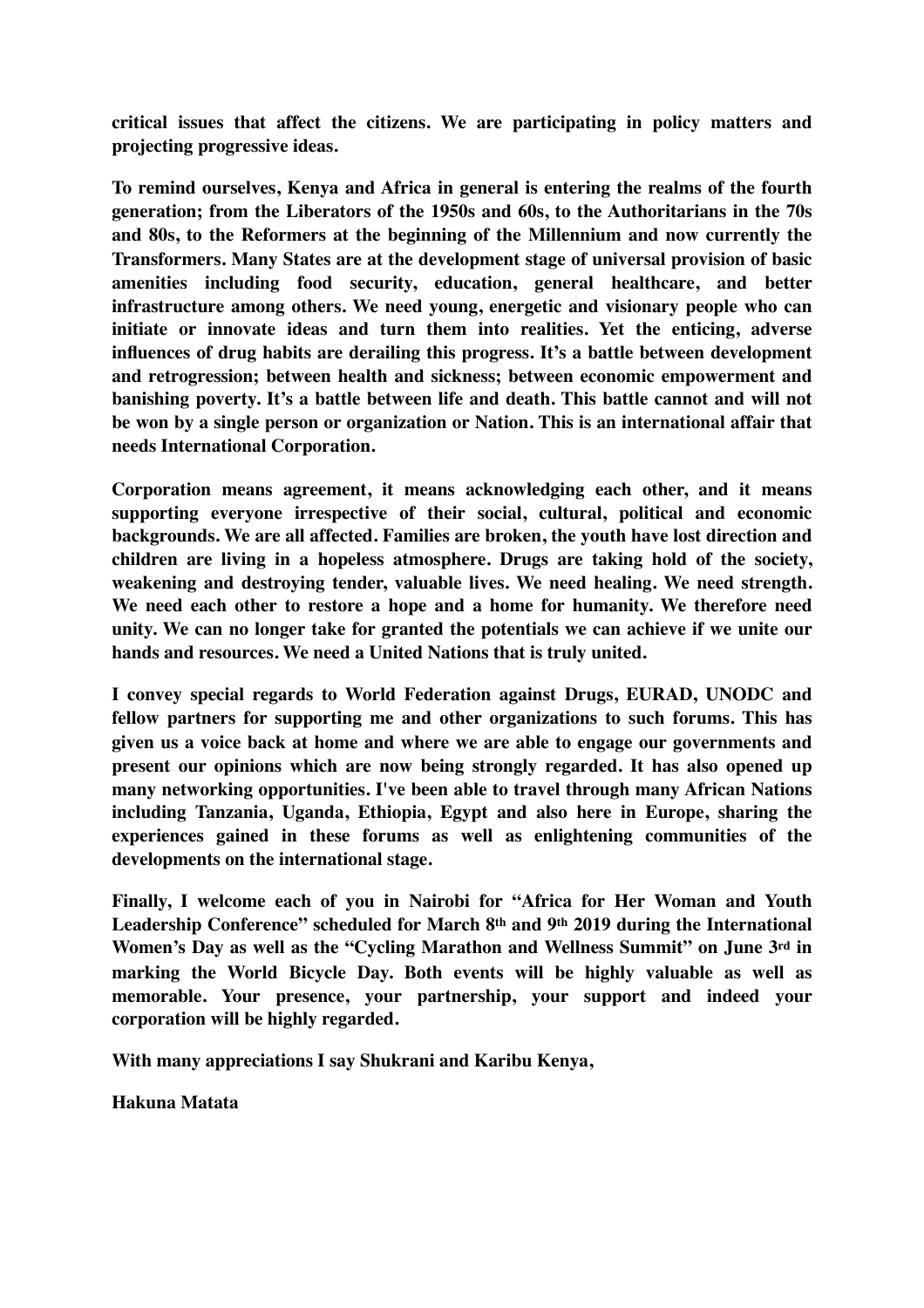**critical issues that affect the citizens. We are participating in policy matters and projecting progressive ideas.**

**To remind ourselves, Kenya and Africa in general is entering the realms of the fourth generation; from the Liberators of the 1950s and 60s, to the Authoritarians in the 70s and 80s, to the Reformers at the beginning of the Millennium and now currently the Transformers. Many States are at the development stage of universal provision of basic amenities including food security, education, general healthcare, and better infrastructure among others. We need young, energetic and visionary people who can initiate or innovate ideas and turn them into realities. Yet the enticing, adverse influences of drug habits are derailing this progress. It's a battle between development and retrogression; between health and sickness; between economic empowerment and banishing poverty. It's a battle between life and death. This battle cannot and will not be won by a single person or organization or Nation. This is an international affair that needs International Corporation.**

**Corporation means agreement, it means acknowledging each other, and it means supporting everyone irrespective of their social, cultural, political and economic backgrounds. We are all affected. Families are broken, the youth have lost direction and children are living in a hopeless atmosphere. Drugs are taking hold of the society, weakening and destroying tender, valuable lives. We need healing. We need strength. We need each other to restore a hope and a home for humanity. We therefore need unity. We can no longer take for granted the potentials we can achieve if we unite our hands and resources. We need a United Nations that is truly united.**

**I convey special regards to World Federation against Drugs, EURAD, UNODC and fellow partners for supporting me and other organizations to such forums. This has given us a voice back at home and where we are able to engage our governments and present our opinions which are now being strongly regarded. It has also opened up many networking opportunities. I've been able to travel through many African Nations including Tanzania, Uganda, Ethiopia, Egypt and also here in Europe, sharing the experiences gained in these forums as well as enlightening communities of the developments on the international stage.**

**Finally, I welcome each of you in Nairobi for "Africa for Her Woman and Youth Leadership Conference" scheduled for March 8th and 9th 2019 during the International Women's Day as well as the "Cycling Marathon and Wellness Summit" on June 3rd in marking the World Bicycle Day. Both events will be highly valuable as well as memorable. Your presence, your partnership, your support and indeed your corporation will be highly regarded.**

**With many appreciations I say Shukrani and Karibu Kenya,**

**Hakuna Matata**